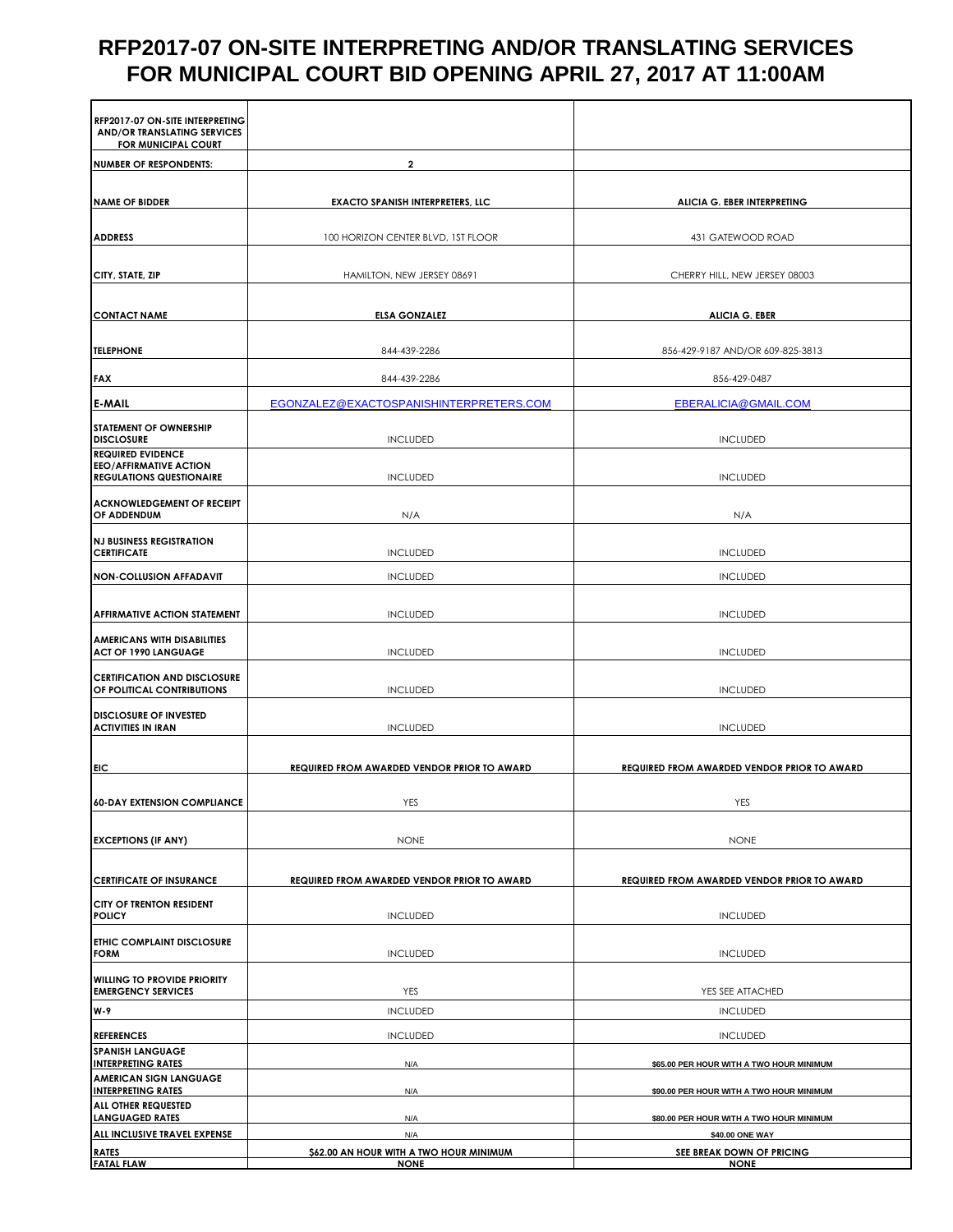# RFP2017-07 ON-SITE INTERPRETING AND/OR TRANSLATING SERVICES FOR MUNICIPAL COURT BID OPENING APRIL 27, 2017 AT 11:00AM

| RFP2017-07 ON-SITE INTERPRETING AND/OR TRANSLATING SERVICES FOR MUNICIPAL COURT | | |
|---|---|---|
| NUMBER OF RESPONDENTS: | 2 | |
| NAME OF BIDDER | EXACTO SPANISH INTERPRETERS, LLC | ALICIA G. EBER INTERPRETING |
| ADDRESS | 100 HORIZON CENTER BLVD, 1ST FLOOR | 431 GATEWOOD ROAD |
| CITY, STATE, ZIP | HAMILTON, NEW JERSEY 08691 | CHERRY HILL, NEW JERSEY 08003 |
| CONTACT NAME | ELSA GONZALEZ | ALICIA G. EBER |
| TELEPHONE | 844-439-2286 | 856-429-9187 AND/OR 609-825-3813 |
| FAX | 844-439-2286 | 856-429-0487 |
| E-MAIL | EGONZALEZ@EXACTOSPANISHINTERPRETERS.COM | EBERALICIA@GMAIL.COM |
| STATEMENT OF OWNERSHIP DISCLOSURE | INCLUDED | INCLUDED |
| REQUIRED EVIDENCE EEO/AFFIRMATIVE ACTION REGULATIONS QUESTIONAIRE | INCLUDED | INCLUDED |
| ACKNOWLEDGEMENT OF RECEIPT OF ADDENDUM | N/A | N/A |
| NJ BUSINESS REGISTRATION CERTIFICATE | INCLUDED | INCLUDED |
| NON-COLLUSION AFFADAVIT | INCLUDED | INCLUDED |
| AFFIRMATIVE ACTION STATEMENT | INCLUDED | INCLUDED |
| AMERICANS WITH DISABILITIES ACT OF 1990 LANGUAGE | INCLUDED | INCLUDED |
| CERTIFICATION AND DISCLOSURE OF POLITICAL CONTRIBUTIONS | INCLUDED | INCLUDED |
| DISCLOSURE OF INVESTED ACTIVITIES IN IRAN | INCLUDED | INCLUDED |
| EIC | REQUIRED FROM AWARDED VENDOR PRIOR TO AWARD | REQUIRED FROM AWARDED VENDOR PRIOR TO AWARD |
| 60-DAY EXTENSION COMPLIANCE | YES | YES |
| EXCEPTIONS (IF ANY) | NONE | NONE |
| CERTIFICATE OF INSURANCE | REQUIRED FROM AWARDED VENDOR PRIOR TO AWARD | REQUIRED FROM AWARDED VENDOR PRIOR TO AWARD |
| CITY OF TRENTON RESIDENT POLICY | INCLUDED | INCLUDED |
| ETHIC COMPLAINT DISCLOSURE FORM | INCLUDED | INCLUDED |
| WILLING TO PROVIDE PRIORITY EMERGENCY SERVICES | YES | YES SEE ATTACHED |
| W-9 | INCLUDED | INCLUDED |
| REFERENCES | INCLUDED | INCLUDED |
| SPANISH LANGUAGE INTERPRETING RATES | N/A | $65.00 PER HOUR WITH A TWO HOUR MINIMUM |
| AMERICAN SIGN LANGUAGE INTERPRETING RATES | N/A | $90.00 PER HOUR WITH A TWO HOUR MINIMUM |
| ALL OTHER REQUESTED LANGUAGED RATES | N/A | $80.00 PER HOUR WITH A TWO HOUR MINIMUM |
| ALL INCLUSIVE TRAVEL EXPENSE | N/A | $40.00 ONE WAY |
| RATES | $62.00 AN HOUR WITH A TWO HOUR MINIMUM | SEE BREAK DOWN OF PRICING |
| FATAL FLAW | NONE | NONE |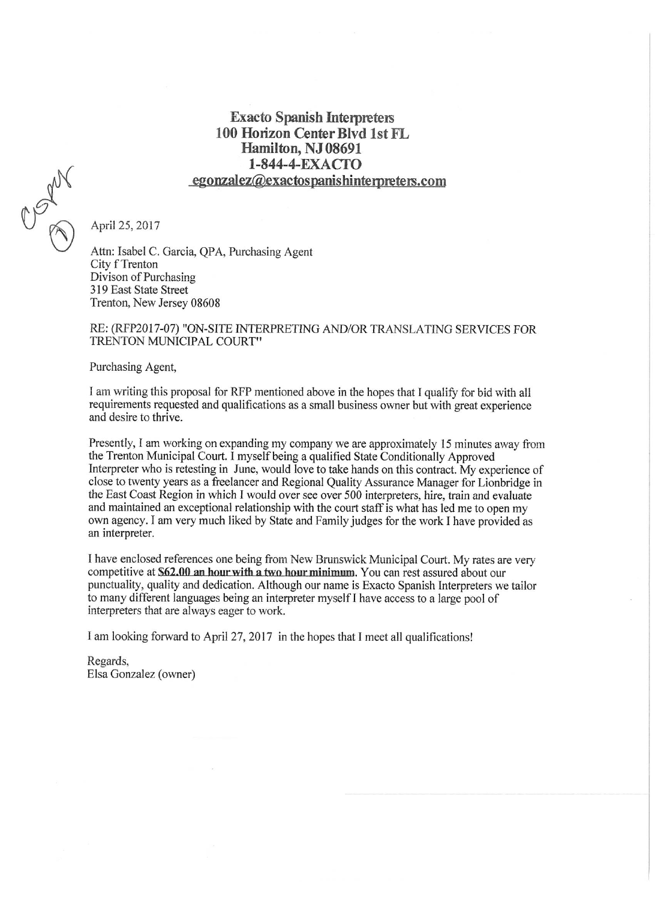**Exacto Spanish Interpreters**
**100 Horizon Center Blvd 1st FL**
**Hamilton, NJ 08691**
**1-844-4-EXACTO**
**egonzalez@exactospanishinterpreters.com**

April 25, 2017

Attn: Isabel C. Garcia, QPA, Purchasing Agent
City f Trenton
Divison of Purchasing
319 East State Street
Trenton, New Jersey 08608

RE: (RFP2017-07) "ON-SITE INTERPRETING AND/OR TRANSLATING SERVICES FOR TRENTON MUNICIPAL COURT"

Purchasing Agent,

I am writing this proposal for RFP mentioned above in the hopes that I qualify for bid with all requirements requested and qualifications as a small business owner but with great experience and desire to thrive.

Presently, I am working on expanding my company we are approximately 15 minutes away from the Trenton Municipal Court. I myself being a qualified State Conditionally Approved Interpreter who is retesting in June, would love to take hands on this contract. My experience of close to twenty years as a freelancer and Regional Quality Assurance Manager for Lionbridge in the East Coast Region in which I would over see over 500 interpreters, hire, train and evaluate and maintained an exceptional relationship with the court staff is what has led me to open my own agency. I am very much liked by State and Family judges for the work I have provided as an interpreter.

I have enclosed references one being from New Brunswick Municipal Court. My rates are very competitive at **$62.00 an hour with a two hour minimum**. You can rest assured about our punctuality, quality and dedication. Although our name is Exacto Spanish Interpreters we tailor to many different languages being an interpreter myself I have access to a large pool of interpreters that are always eager to work.

I am looking forward to April 27, 2017 in the hopes that I meet all qualifications!

Regards,
Elsa Gonzalez (owner)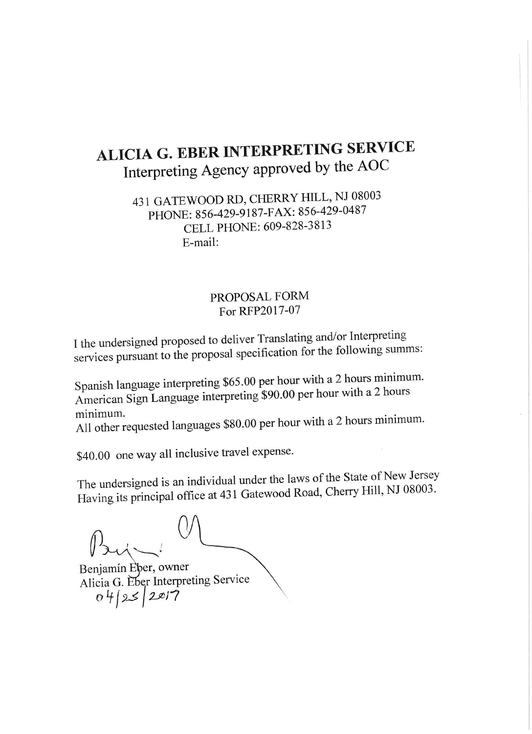# ALICIA G. EBER INTERPRETING SERVICE

## Interpreting Agency approved by the AOC

431 GATEWOOD RD, CHERRY HILL, NJ 08003
PHONE: 856-429-9187-FAX: 856-429-0487
CELL PHONE: 609-828-3813
E-mail:

PROPOSAL FORM
For RFP2017-07

I the undersigned proposed to deliver Translating and/or Interpreting services pursuant to the proposal specification for the following summs:

Spanish language interpreting $65.00 per hour with a 2 hours minimum.
American Sign Language interpreting $90.00 per hour with a 2 hours minimum.
All other requested languages $80.00 per hour with a 2 hours minimum.

$40.00 one way all inclusive travel expense.

The undersigned is an individual under the laws of the State of New Jersey Having its principal office at 431 Gatewood Road, Cherry Hill, NJ 08003.

Benjamín Eber, owner
Alicia G. Eber Interpreting Service
04/25/2017